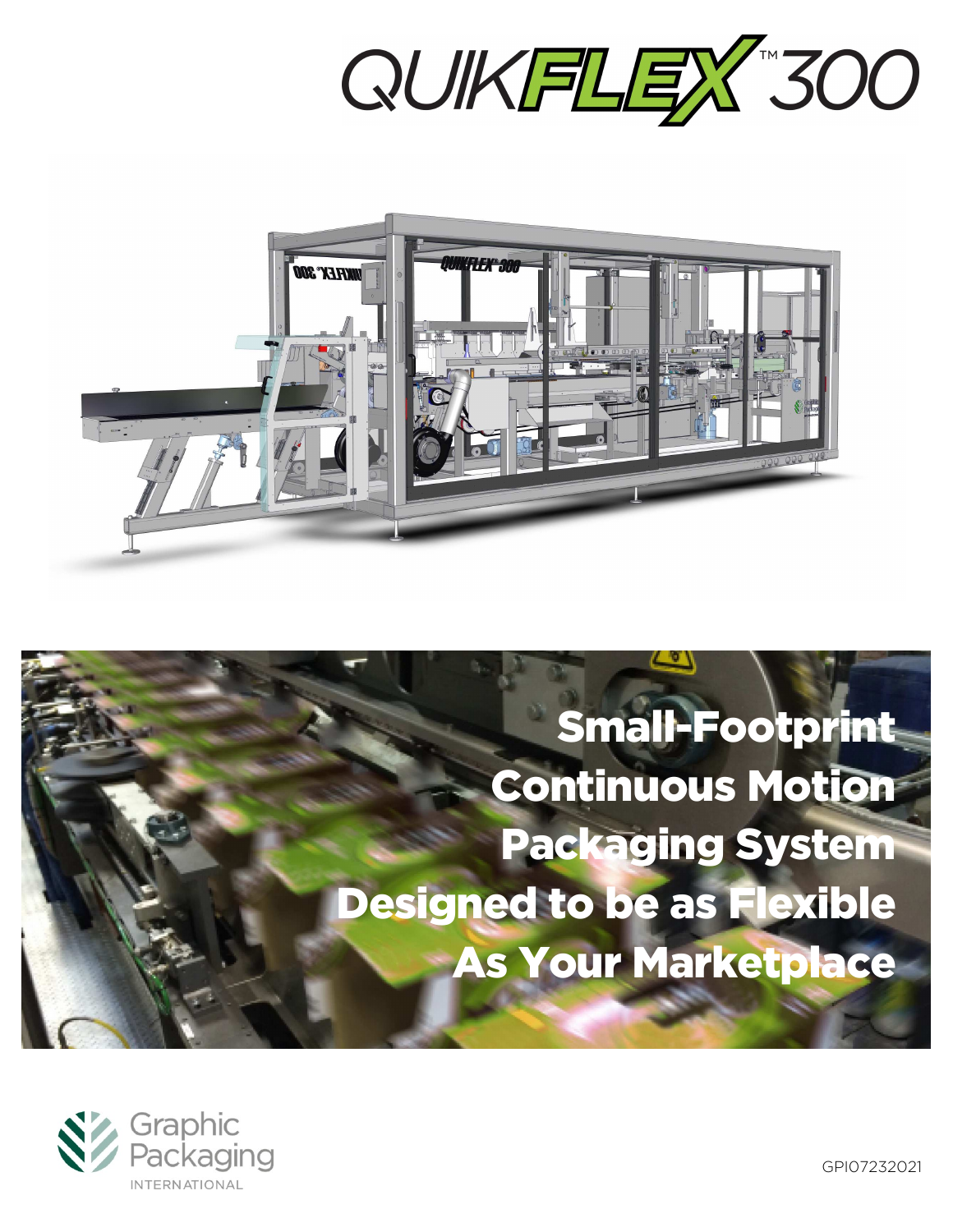# QUIKFLEX™ 300

## Small-Footprint Continuous Motion Packaging System Designed to be as Flexible As Your Marketplace

Graphic Packaging INTERNATIONAL

GPI07232021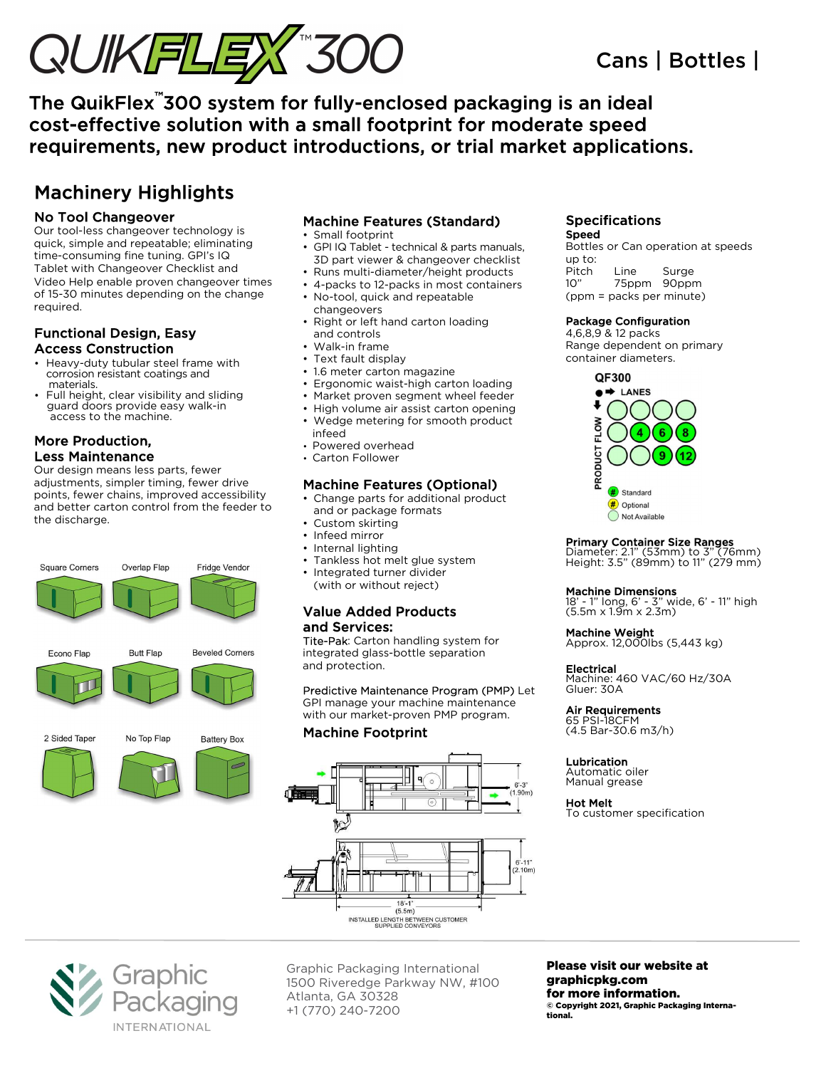# QUIKFLEX™ 300

Cans | Bottles |

## The QuikFlex™ 300 system for fully-enclosed packaging is an ideal cost-effective solution with a small footprint for moderate speed requirements, new product introductions, or trial market applications.

## Machinery Highlights

### No Tool Changeover

Our tool-less changeover technology is quick, simple and repeatable; eliminating time-consuming fine tuning. GPI's IQ Tablet with Changeover Checklist and Video Help enable proven changeover times of 15-30 minutes depending on the change required.

### Functional Design, Easy Access Construction

- Heavy-duty tubular steel frame with corrosion resistant coatings and materials.
- Full height, clear visibility and sliding guard doors provide easy walk-in access to the machine.

### More Production, Less Maintenance

Our design means less parts, fewer adjustments, simpler timing, fewer drive points, fewer chains, improved accessibility and better carton control from the feeder to the discharge.

Square Corners
Overlap Flap
Fridge Vendor
Econo Flap
Butt Flap
Beveled Corners
2 Sided Taper
No Top Flap
Battery Box

### Machine Features (Standard)

- Small footprint
- GPI IQ Tablet - technical & parts manuals, 3D part viewer & changeover checklist
- Runs multi-diameter/height products
- 4-packs to 12-packs in most containers
- No-tool, quick and repeatable changeovers
- Right or left hand carton loading and controls
- Walk-in frame
- Text fault display
- 1.6 meter carton magazine
- Ergonomic waist-high carton loading
- Market proven segment wheel feeder
- High volume air assist carton opening
- Wedge metering for smooth product infeed
- Powered overhead
- Carton Follower

### Machine Features (Optional)

- Change parts for additional product and or package formats
- Custom skirting
- Infeed mirror
- Internal lighting
- Tankless hot melt glue system
- Integrated turner divider (with or without reject)

### Value Added Products and Services:

Tite-Pak: Carton handling system for integrated glass-bottle separation and protection.

Predictive Maintenance Program (PMP) Let GPI manage your machine maintenance with our market-proven PMP program.

### Machine Footprint

6'-3" (1.90m)
6'-11" (2.10m)
18'-1" (5.5m)
INSTALLED LENGTH BETWEEN CUSTOMER SUPPLIED CONVEYORS

### Specifications

**Speed**

Bottles or Can operation at speeds up to:

| Pitch | Line | Surge |
|---|---|---|
| 10" | 75ppm | 90ppm |

(ppm = packs per minute)

**Package Configuration**

4,6,8,9 & 12 packs
Range dependent on primary container diameters.

QF300
LANES
PRODUCT FLOW
4 6 8
9 12
Standard
Optional
Not Available

**Primary Container Size Ranges**

Diameter: 2.1" (53mm) to 3" (76mm)
Height: 3.5" (89mm) to 11" (279 mm)

**Machine Dimensions**

18' - 1" long, 6' - 3" wide, 6' - 11" high (5.5m x 1.9m x 2.3m)

**Machine Weight**

Approx. 12,000lbs (5,443 kg)

**Electrical**

Machine: 460 VAC/60 Hz/30A
Gluer: 30A

**Air Requirements**

65 PSI-18CFM
(4.5 Bar-30.6 m3/h)

**Lubrication**

Automatic oiler
Manual grease

**Hot Melt**

To customer specification

Graphic Packaging International

Graphic Packaging International
1500 Riveredge Parkway NW, #100
Atlanta, GA 30328
+1 (770) 240-7200

**Please visit our website at graphicpkg.com for more information.**

**© Copyright 2021, Graphic Packaging International.**